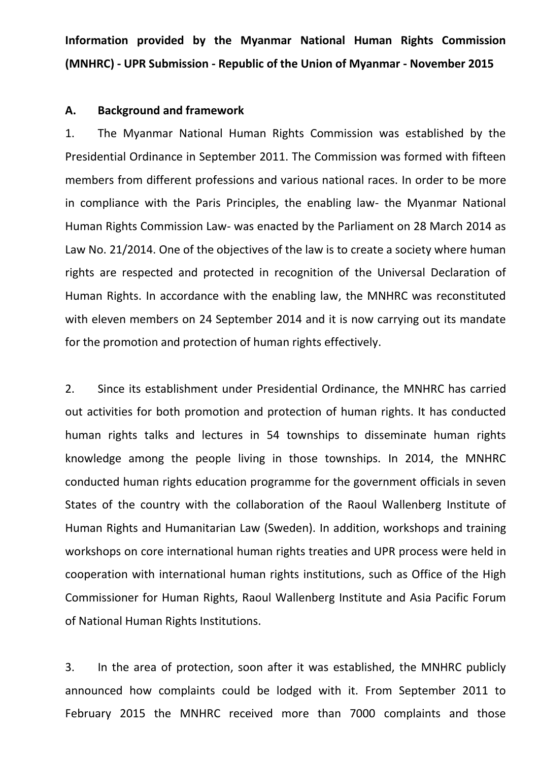**Information provided by the Myanmar National Human Rights Commission (MNHRC) - UPR Submission - Republic of the Union of Myanmar - November 2015**

## A. Background and framework

1. The Myanmar National Human Rights Commission was established by the Presidential Ordinance in September 2011. The Commission was formed with fifteen members from different professions and various national races. In order to be more in compliance with the Paris Principles, the enabling law- the Myanmar National Human Rights Commission Law- was enacted by the Parliament on 28 March 2014 as Law No. 21/2014. One of the objectives of the law is to create a society where human rights are respected and protected in recognition of the Universal Declaration of Human Rights. In accordance with the enabling law, the MNHRC was reconstituted with eleven members on 24 September 2014 and it is now carrying out its mandate for the promotion and protection of human rights effectively.

2. Since its establishment under Presidential Ordinance, the MNHRC has carried out activities for both promotion and protection of human rights. It has conducted human rights talks and lectures in 54 townships to disseminate human rights knowledge among the people living in those townships. In 2014, the MNHRC conducted human rights education programme for the government officials in seven States of the country with the collaboration of the Raoul Wallenberg Institute of Human Rights and Humanitarian Law (Sweden). In addition, workshops and training workshops on core international human rights treaties and UPR process were held in cooperation with international human rights institutions, such as Office of the High Commissioner for Human Rights, Raoul Wallenberg Institute and Asia Pacific Forum of National Human Rights Institutions.

3. In the area of protection, soon after it was established, the MNHRC publicly announced how complaints could be lodged with it. From September 2011 to February 2015 the MNHRC received more than 7000 complaints and those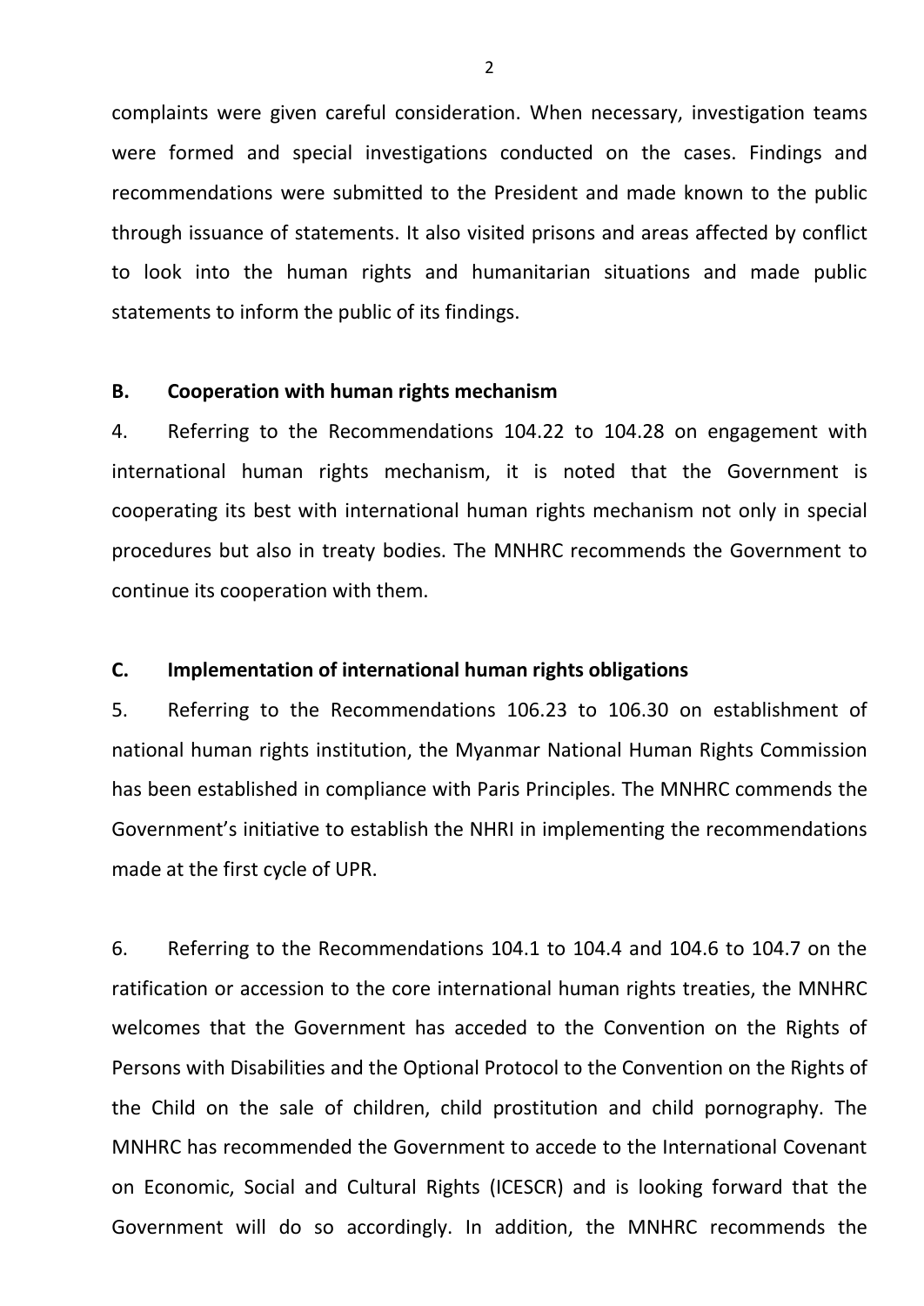complaints were given careful consideration. When necessary, investigation teams were formed and special investigations conducted on the cases. Findings and recommendations were submitted to the President and made known to the public through issuance of statements. It also visited prisons and areas affected by conflict to look into the human rights and humanitarian situations and made public statements to inform the public of its findings.

**B. Cooperation with human rights mechanism**

4. Referring to the Recommendations 104.22 to 104.28 on engagement with international human rights mechanism, it is noted that the Government is cooperating its best with international human rights mechanism not only in special procedures but also in treaty bodies. The MNHRC recommends the Government to continue its cooperation with them.

**C. Implementation of international human rights obligations**

5. Referring to the Recommendations 106.23 to 106.30 on establishment of national human rights institution, the Myanmar National Human Rights Commission has been established in compliance with Paris Principles. The MNHRC commends the Government's initiative to establish the NHRI in implementing the recommendations made at the first cycle of UPR.

6. Referring to the Recommendations 104.1 to 104.4 and 104.6 to 104.7 on the ratification or accession to the core international human rights treaties, the MNHRC welcomes that the Government has acceded to the Convention on the Rights of Persons with Disabilities and the Optional Protocol to the Convention on the Rights of the Child on the sale of children, child prostitution and child pornography. The MNHRC has recommended the Government to accede to the International Covenant on Economic, Social and Cultural Rights (ICESCR) and is looking forward that the Government will do so accordingly. In addition, the MNHRC recommends the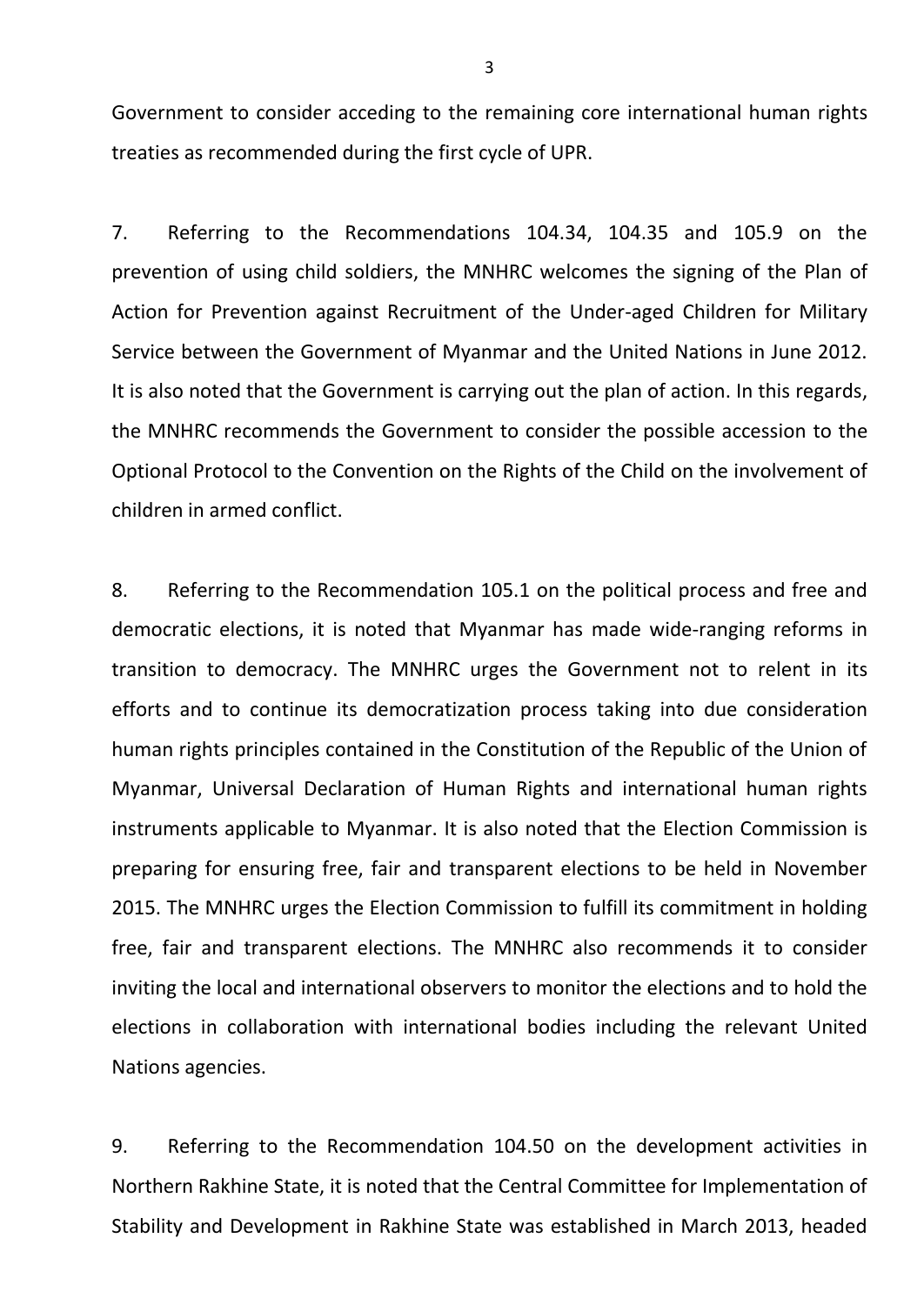Government to consider acceding to the remaining core international human rights treaties as recommended during the first cycle of UPR.

7. Referring to the Recommendations 104.34, 104.35 and 105.9 on the prevention of using child soldiers, the MNHRC welcomes the signing of the Plan of Action for Prevention against Recruitment of the Under-aged Children for Military Service between the Government of Myanmar and the United Nations in June 2012. It is also noted that the Government is carrying out the plan of action. In this regards, the MNHRC recommends the Government to consider the possible accession to the Optional Protocol to the Convention on the Rights of the Child on the involvement of children in armed conflict.

8. Referring to the Recommendation 105.1 on the political process and free and democratic elections, it is noted that Myanmar has made wide-ranging reforms in transition to democracy. The MNHRC urges the Government not to relent in its efforts and to continue its democratization process taking into due consideration human rights principles contained in the Constitution of the Republic of the Union of Myanmar, Universal Declaration of Human Rights and international human rights instruments applicable to Myanmar. It is also noted that the Election Commission is preparing for ensuring free, fair and transparent elections to be held in November 2015. The MNHRC urges the Election Commission to fulfill its commitment in holding free, fair and transparent elections. The MNHRC also recommends it to consider inviting the local and international observers to monitor the elections and to hold the elections in collaboration with international bodies including the relevant United Nations agencies.

9. Referring to the Recommendation 104.50 on the development activities in Northern Rakhine State, it is noted that the Central Committee for Implementation of Stability and Development in Rakhine State was established in March 2013, headed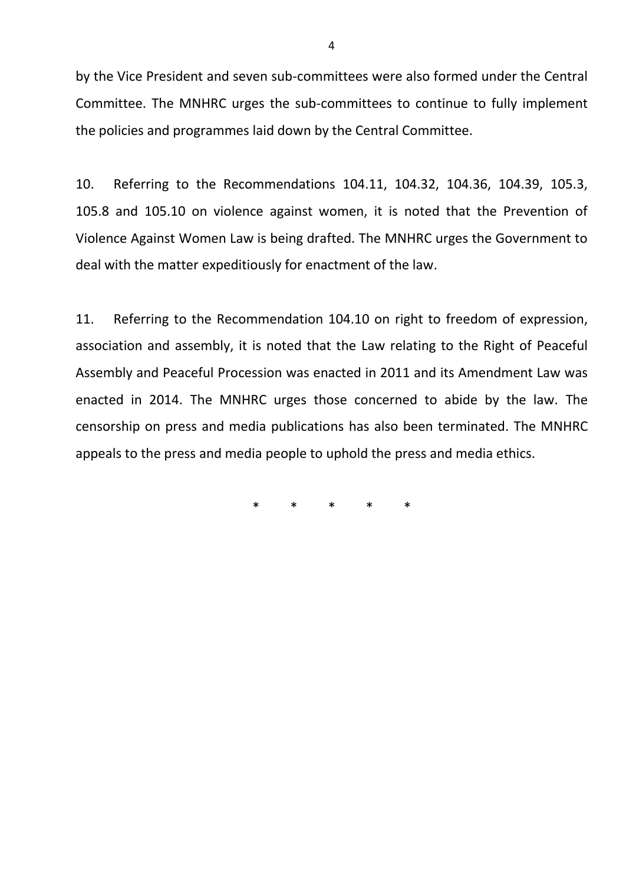by the Vice President and seven sub-committees were also formed under the Central Committee. The MNHRC urges the sub-committees to continue to fully implement the policies and programmes laid down by the Central Committee.

10. Referring to the Recommendations 104.11, 104.32, 104.36, 104.39, 105.3, 105.8 and 105.10 on violence against women, it is noted that the Prevention of Violence Against Women Law is being drafted. The MNHRC urges the Government to deal with the matter expeditiously for enactment of the law.

11. Referring to the Recommendation 104.10 on right to freedom of expression, association and assembly, it is noted that the Law relating to the Right of Peaceful Assembly and Peaceful Procession was enacted in 2011 and its Amendment Law was enacted in 2014. The MNHRC urges those concerned to abide by the law. The censorship on press and media publications has also been terminated. The MNHRC appeals to the press and media people to uphold the press and media ethics.

\* \* \* \* \*